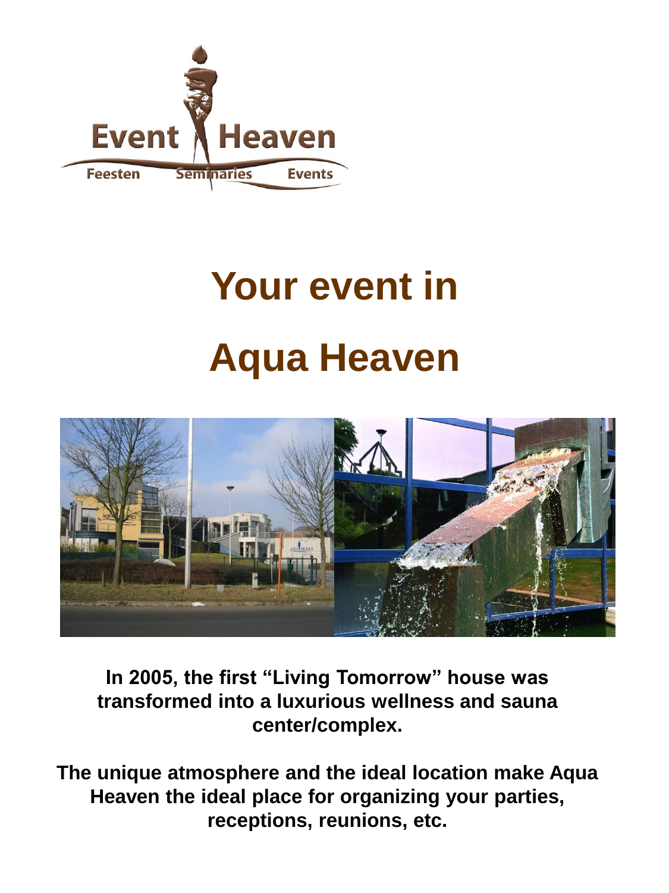Event Heaven

Feesten Seminaries Events

# Your event in

# Aqua Heaven

**In 2005, the first "Living Tomorrow" house was transformed into a luxurious wellness and sauna center/complex.**

**The unique atmosphere and the ideal location make Aqua Heaven the ideal place for organizing your parties, receptions, reunions, etc.**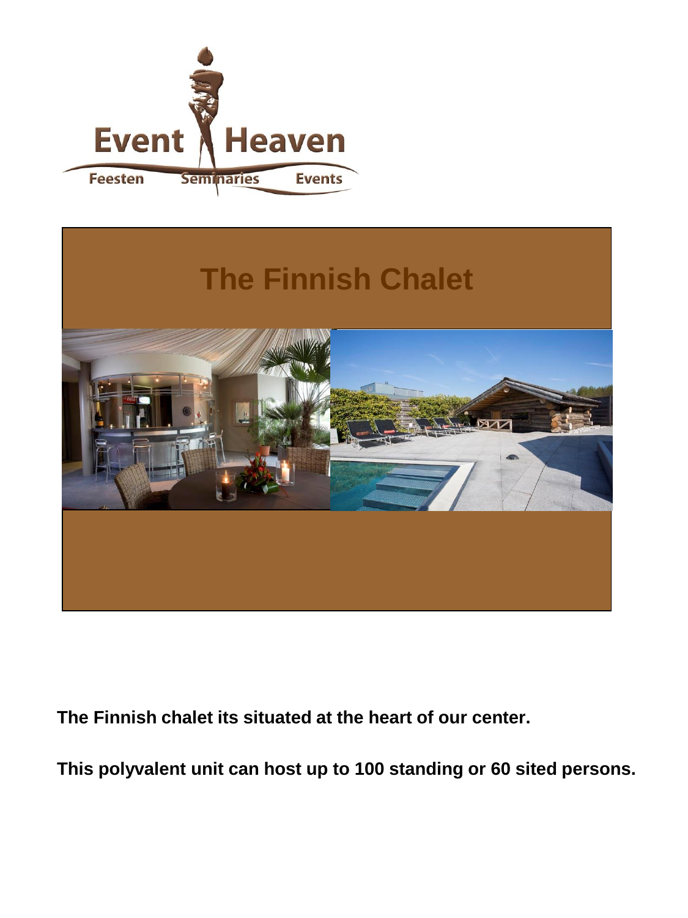Event Heaven

Feesten Seminaries Events

# The Finnish Chalet

**The Finnish chalet its situated at the heart of our center.**

**This polyvalent unit can host up to 100 standing or 60 sited persons.**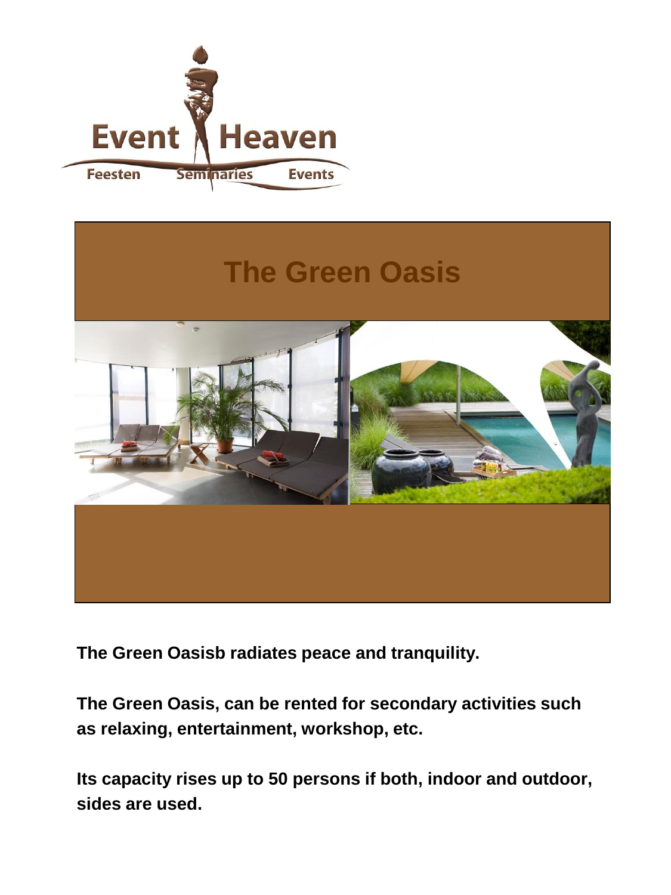Event Heaven

Feesten Seminaries Events

# The Green Oasis

**The Green Oasisb radiates peace and tranquility.**

**The Green Oasis, can be rented for secondary activities such as relaxing, entertainment, workshop, etc.**

**Its capacity rises up to 50 persons if both, indoor and outdoor, sides are used.**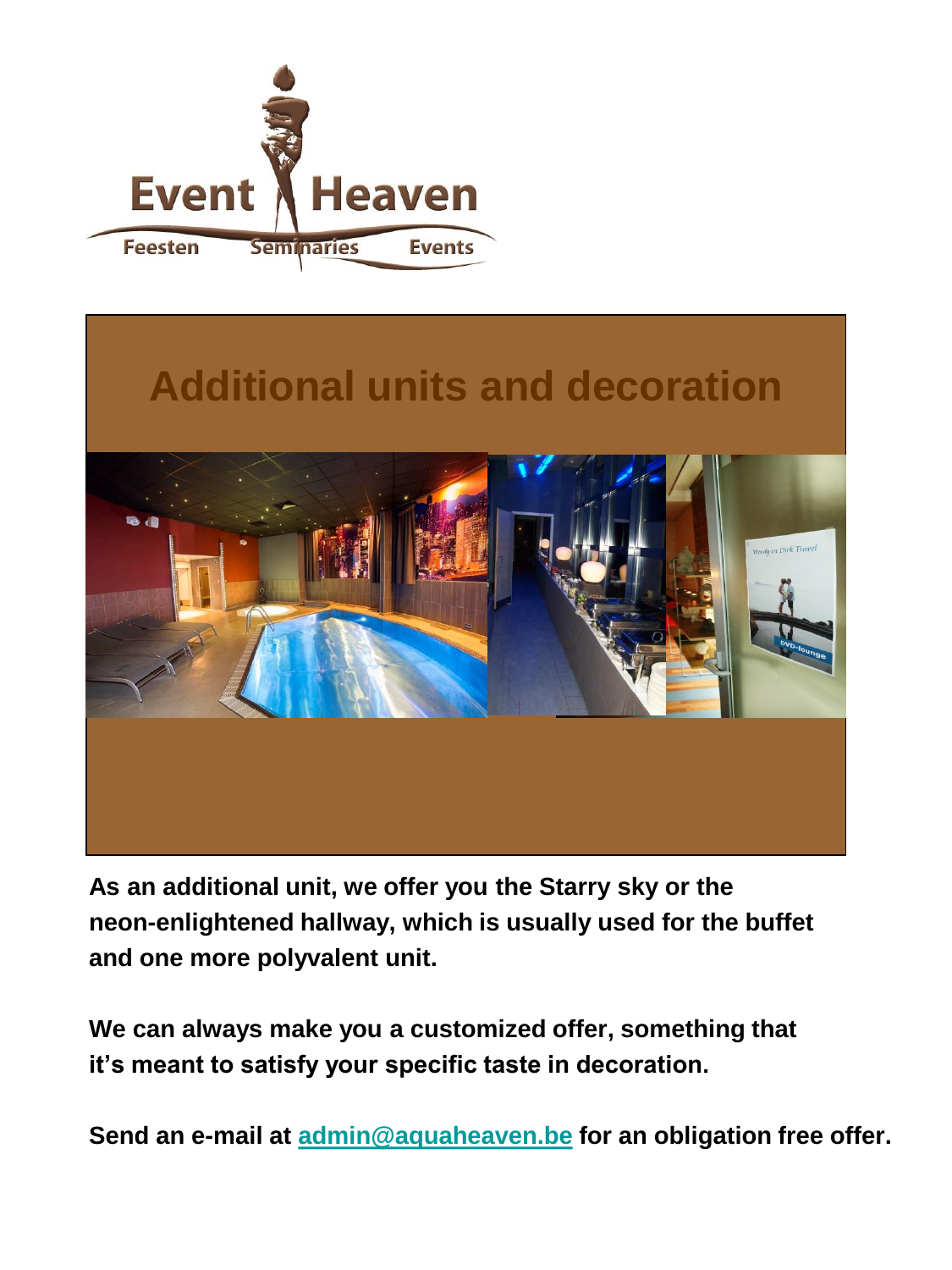Event Heaven

Feesten Seminaries Events

# Additional units and decoration

**As an additional unit, we offer you the Starry sky or the neon-enlightened hallway, which is usually used for the buffet and one more polyvalent unit.**

**We can always make you a customized offer, something that it's meant to satisfy your specific taste in decoration.**

**Send an e-mail at [admin@aquaheaven.be](mailto:admin@aquaheaven.be) for an obligation free offer.**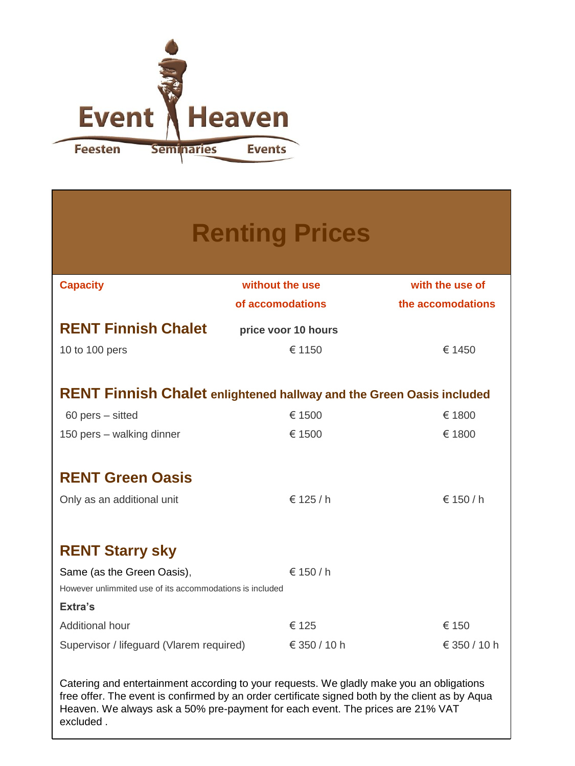Event Heaven

Feesten Seminaries Events

# Renting Prices

| Capacity | without the use of accomodations | with the use of the accomodations |
|---|---|---|
| **RENT Finnish Chalet** | **price voor 10 hours** | |
| 10 to 100 pers | € 1150 | € 1450 |
| **RENT Finnish Chalet enlightened hallway and the Green Oasis included** | | |
| 60 pers – sitted | € 1500 | € 1800 |
| 150 pers – walking dinner | € 1500 | € 1800 |
| **RENT Green Oasis** | | |
| Only as an additional unit | € 125 / h | € 150 / h |
| **RENT Starry sky** | | |
| Same (as the Green Oasis), However unlimmited use of its accommodations is included | € 150 / h | |
| **Extra's** | | |
| Additional hour | € 125 | € 150 |
| Supervisor / lifeguard (Vlarem required) | € 350 / 10 h | € 350 / 10 h |

Catering and entertainment according to your requests. We gladly make you an obligations free offer. The event is confirmed by an order certificate signed both by the client as by Aqua Heaven. We always ask a 50% pre-payment for each event. The prices are 21% VAT excluded .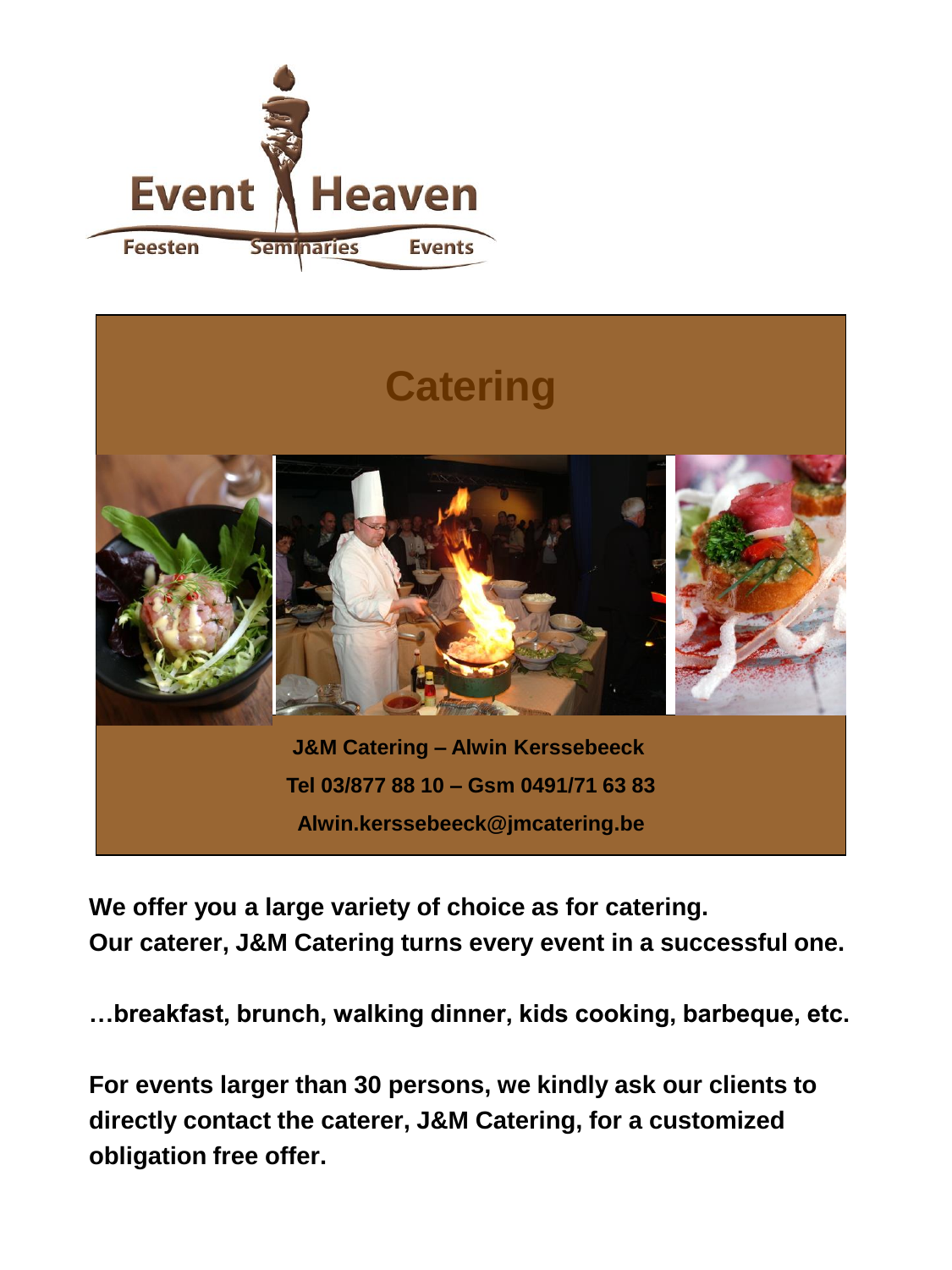Event Heaven

Feesten Seminaries Events

# Catering

**J&M Catering – Alwin Kerssebeeck**

**Tel 03/877 88 10 – Gsm 0491/71 63 83**

**Alwin.kerssebeeck@jmcatering.be**

**We offer you a large variety of choice as for catering.**
**Our caterer, J&M Catering turns every event in a successful one.**

**…breakfast, brunch, walking dinner, kids cooking, barbeque, etc.**

**For events larger than 30 persons, we kindly ask our clients to directly contact the caterer, J&M Catering, for a customized obligation free offer.**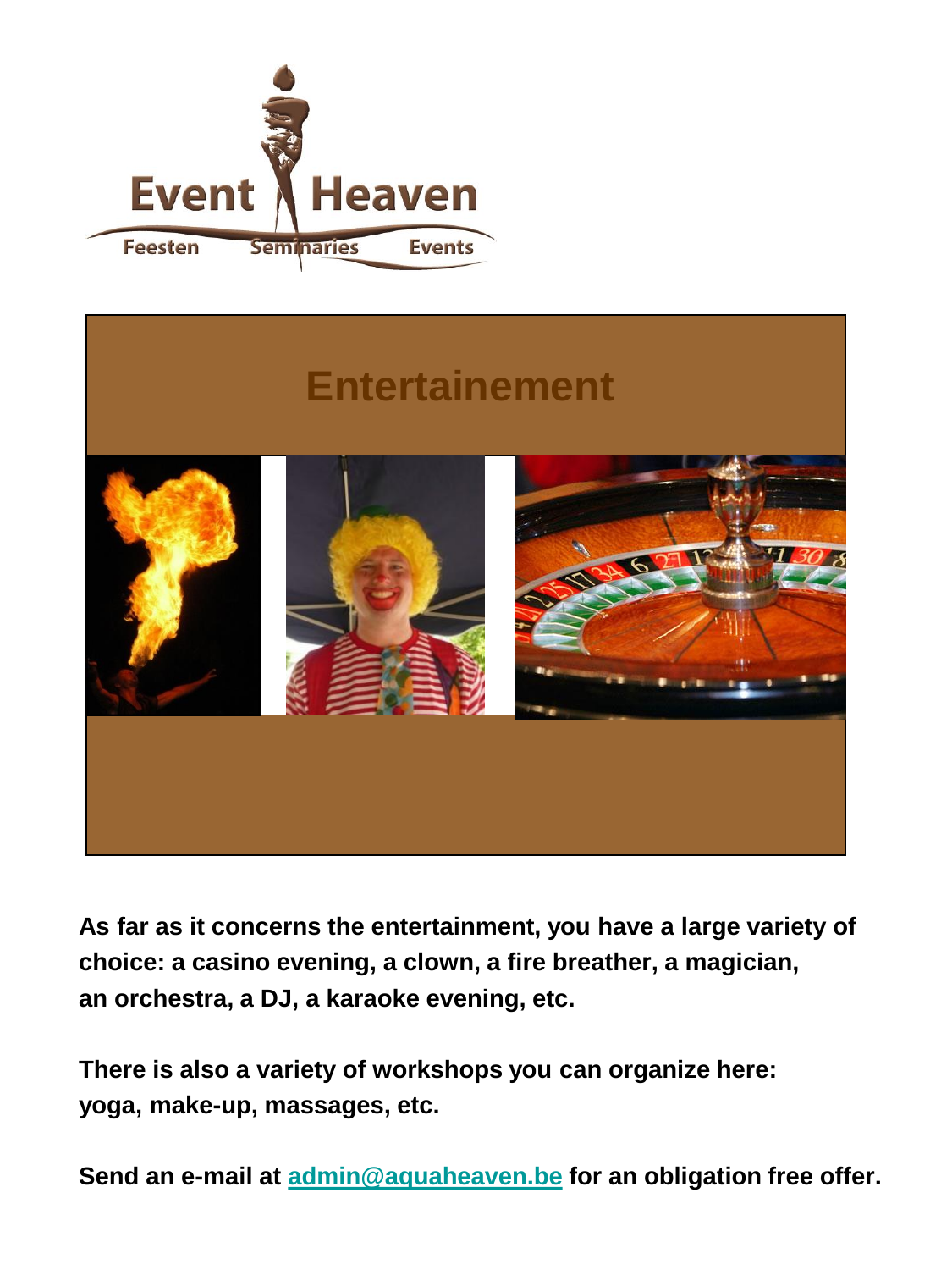Event Heaven

Feesten Seminaries Events

# Entertainement

**As far as it concerns the entertainment, you have a large variety of choice: a casino evening, a clown, a fire breather, a magician, an orchestra, a DJ, a karaoke evening, etc.**

**There is also a variety of workshops you can organize here: yoga, make-up, massages, etc.**

**Send an e-mail at [admin@aquaheaven.be](mailto:admin@aquaheaven.be) for an obligation free offer.**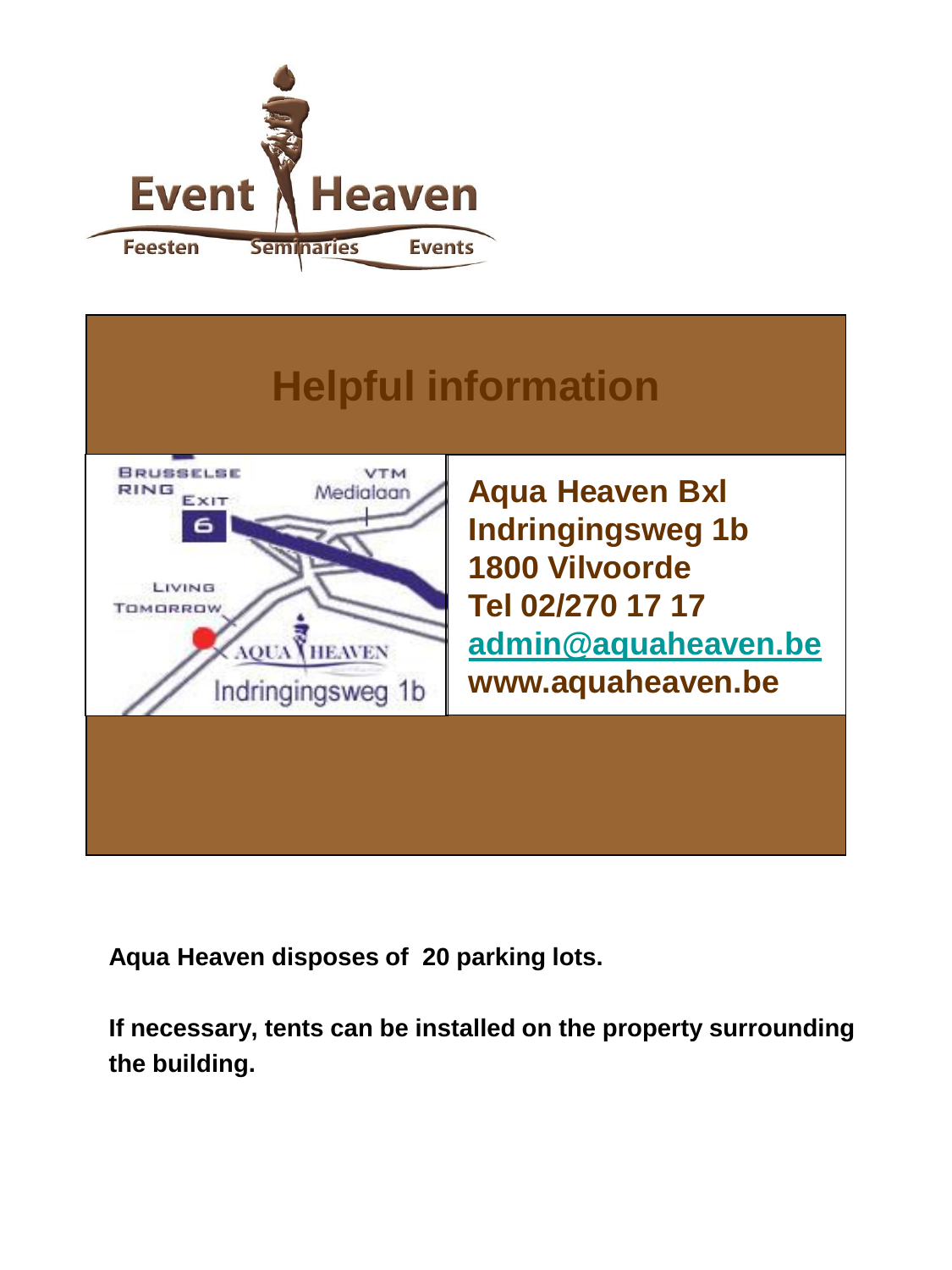Event Heaven

Feesten Seminaries Events

# Helpful information

**Aqua Heaven Bxl**
**Indringingsweg 1b**
**1800 Vilvoorde**
**Tel 02/270 17 17**
**admin@aquaheaven.be**
**www.aquaheaven.be**

**Aqua Heaven disposes of 20 parking lots.**

**If necessary, tents can be installed on the property surrounding the building.**